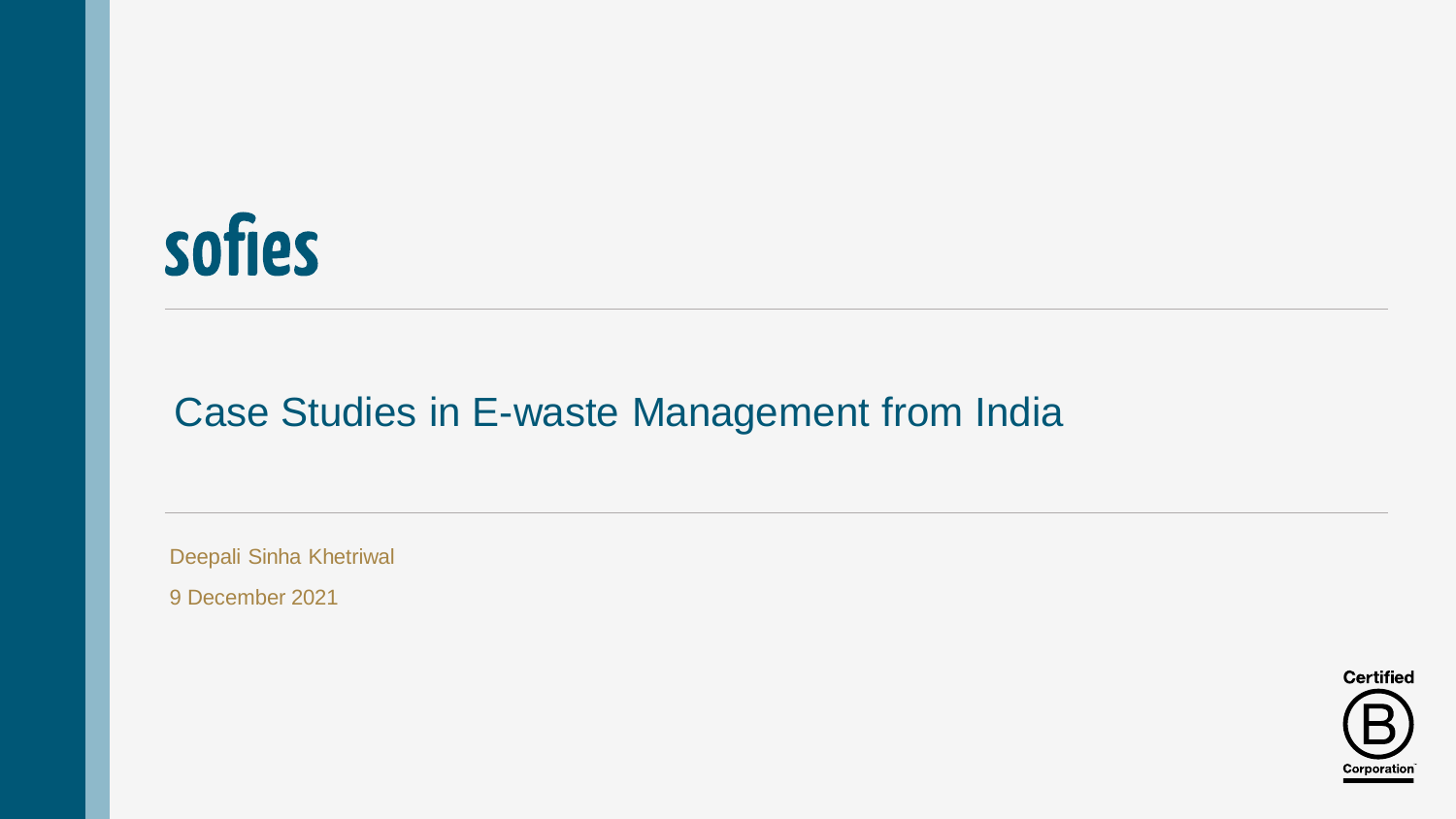sofies

# Case Studies in E-waste Management from India

Deepali Sinha Khetriwal

9 December 2021

Certified B Corporation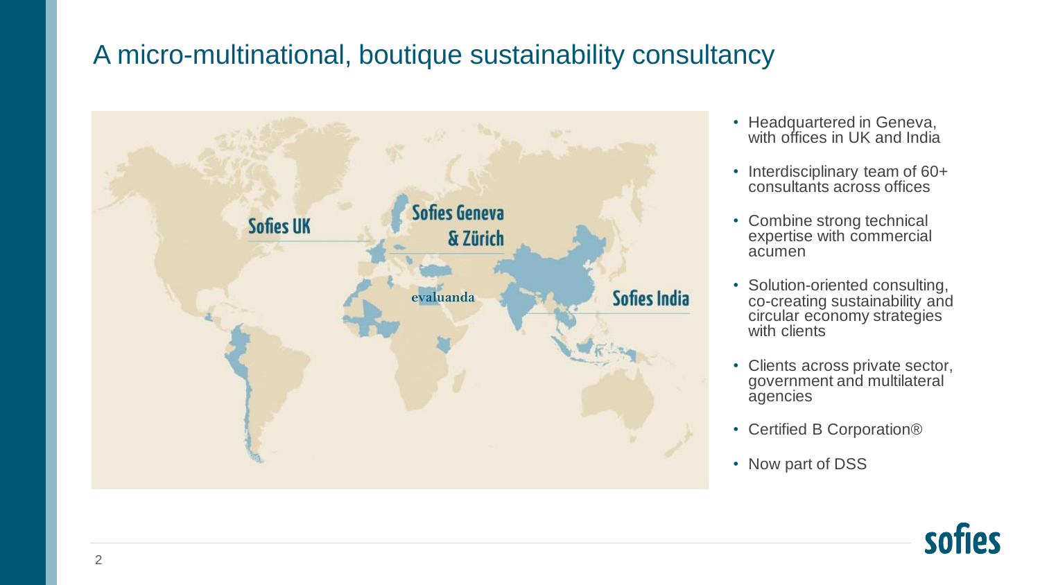# A micro-multinational, boutique sustainability consultancy

Sofies UK

Sofies Geneva & Zürich

evaluanda

Sofies India

- Headquartered in Geneva, with offices in UK and India
- Interdisciplinary team of 60+ consultants across offices
- Combine strong technical expertise with commercial acumen
- Solution-oriented consulting, co-creating sustainability and circular economy strategies with clients
- Clients across private sector, government and multilateral agencies
- Certified B Corporation®
- Now part of DSS

sofies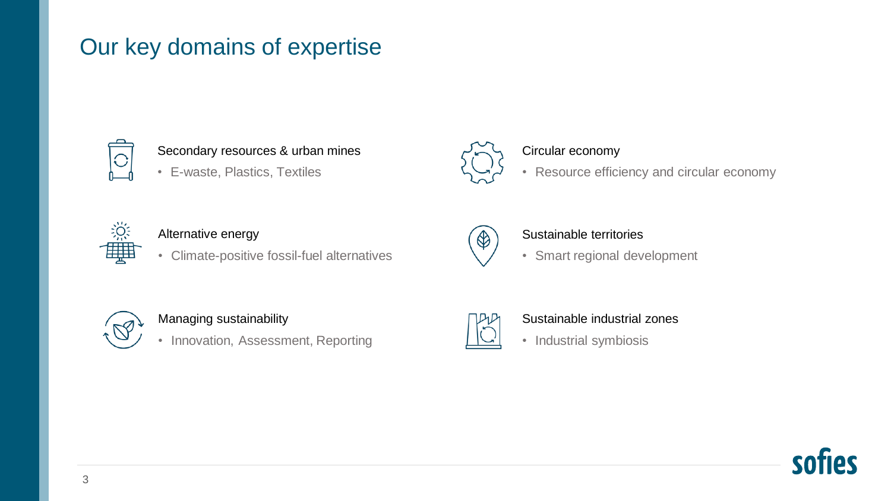# Our key domains of expertise

**Secondary resources & urban mines**

- E-waste, Plastics, Textiles

**Circular economy**

- Resource efficiency and circular economy

**Alternative energy**

- Climate-positive fossil-fuel alternatives

**Sustainable territories**

- Smart regional development

**Managing sustainability**

- Innovation, Assessment, Reporting

**Sustainable industrial zones**

- Industrial symbiosis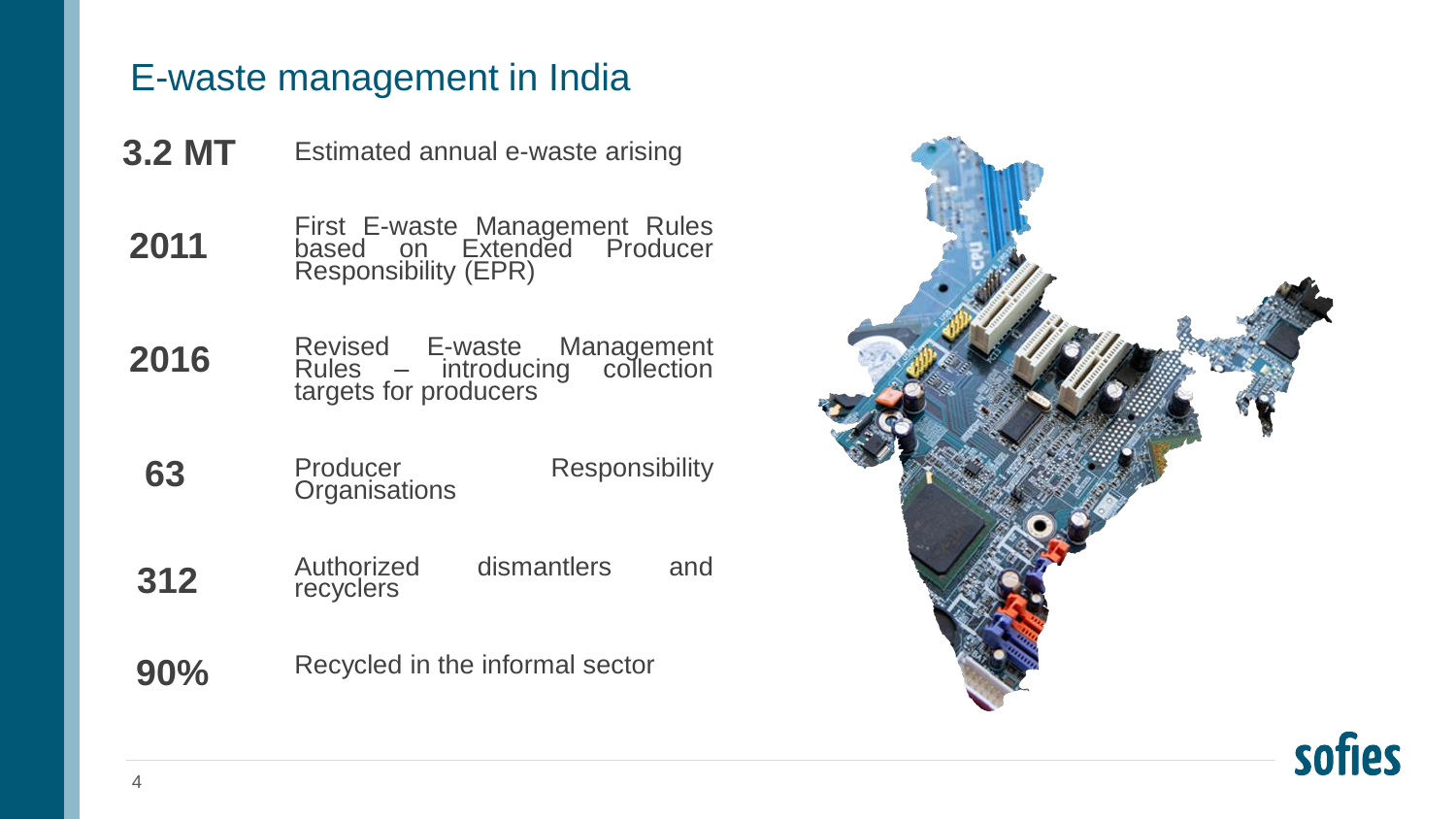# E-waste management in India

| | |
|---|---|
| **3.2 MT** | Estimated annual e-waste arising |
| **2011** | First E-waste Management Rules based on Extended Producer Responsibility (EPR) |
| **2016** | Revised E-waste Management Rules – introducing collection targets for producers |
| **63** | Producer Responsibility Organisations |
| **312** | Authorized dismantlers and recyclers |
| **90%** | Recycled in the informal sector |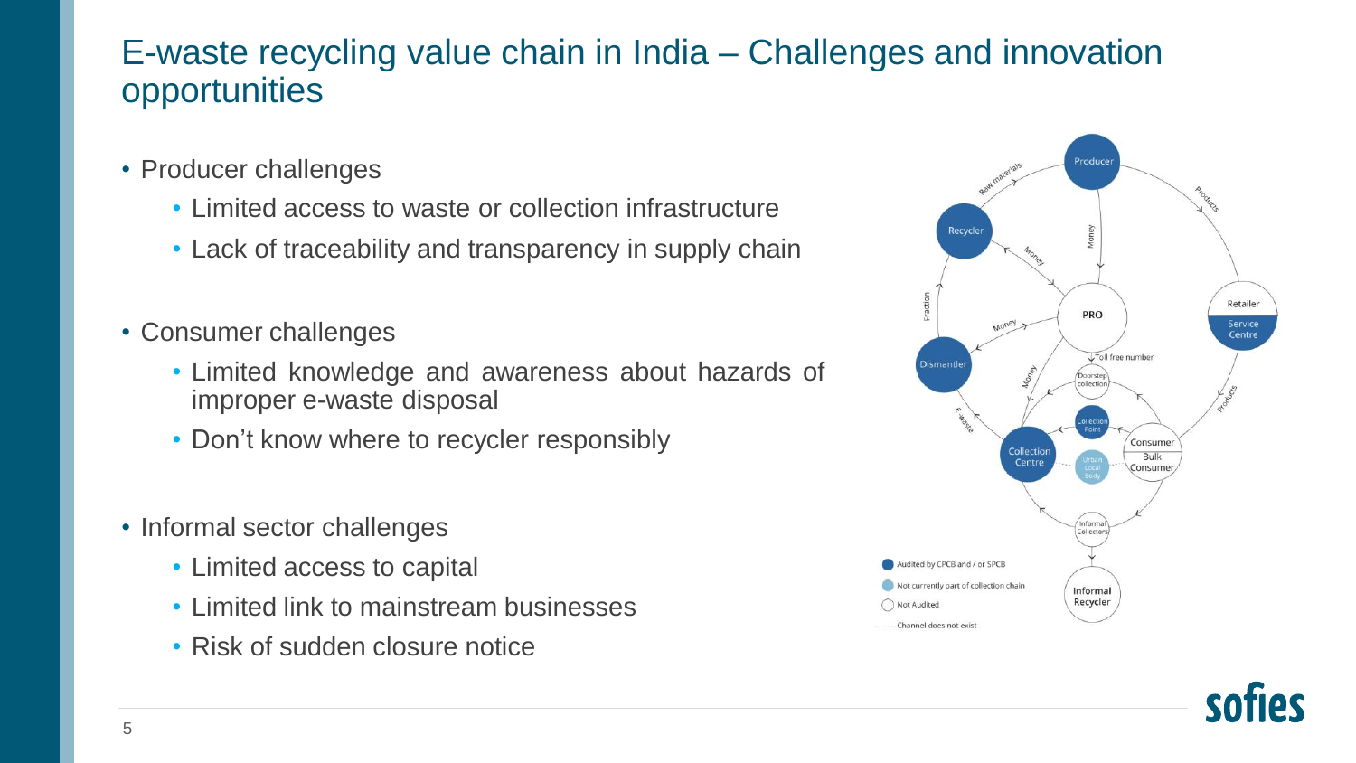# E-waste recycling value chain in India – Challenges and innovation opportunities

- Producer challenges
  - Limited access to waste or collection infrastructure
  - Lack of traceability and transparency in supply chain
- Consumer challenges
  - Limited knowledge and awareness about hazards of improper e-waste disposal
  - Don't know where to recycler responsibly
- Informal sector challenges
  - Limited access to capital
  - Limited link to mainstream businesses
  - Risk of sudden closure notice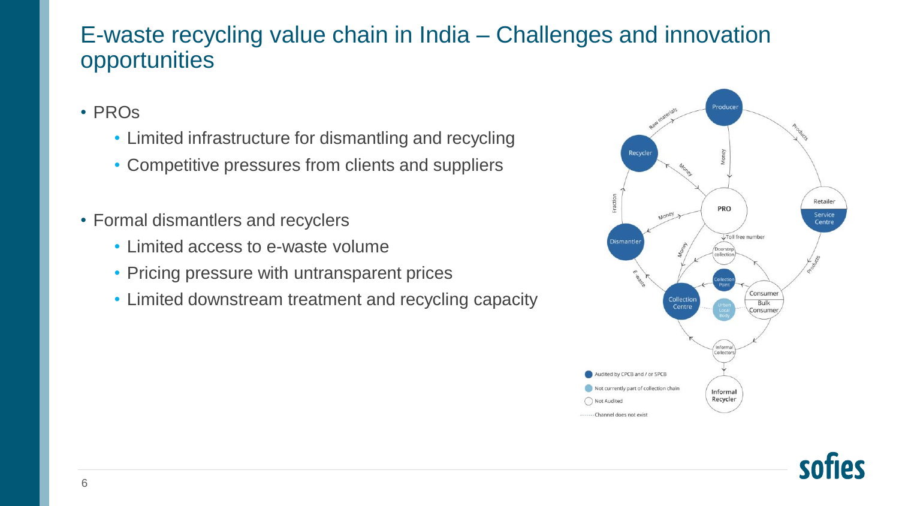# E-waste recycling value chain in India – Challenges and innovation opportunities

- PROs
  - Limited infrastructure for dismantling and recycling
  - Competitive pressures from clients and suppliers
- Formal dismantlers and recyclers
  - Limited access to e-waste volume
  - Pricing pressure with untransparent prices
  - Limited downstream treatment and recycling capacity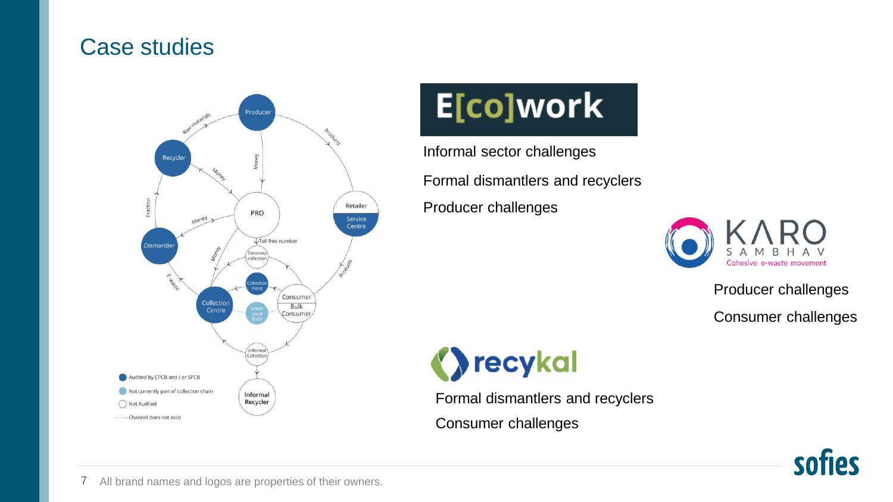# Case studies

Producer

Raw materials

Products

Recycler

Money

Money

Fraction

PRO

Retailer

Service Centre

Money

Dismantler

Toll free number

Money

Doorstep collection

Products

E-waste

Collection Point

Consumer

Collection Centre

Urban Local Body

Bulk Consumer

Informal Collectors

Informal Recycler

- Audited by CPCB and / or SPCB
- Not currently part of collection chain
- Not Audited
- Channel does not exist

**E[co]work**

Informal sector challenges

Formal dismantlers and recyclers

Producer challenges

**KARO SAMBHAV** — Cohesive e-waste movement

Producer challenges

Consumer challenges

**recykal**

Formal dismantlers and recyclers

Consumer challenges

All brand names and logos are properties of their owners.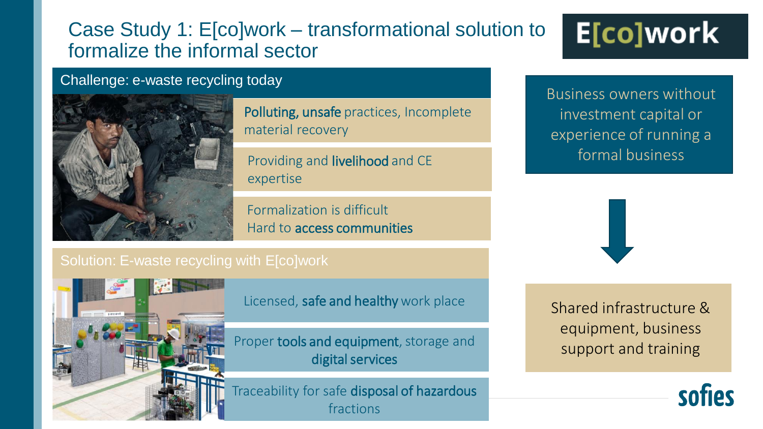# Case Study 1: E[co]work – transformational solution to formalize the informal sector

E[co]work

## Challenge: e-waste recycling today

- **Polluting, unsafe** practices, Incomplete material recovery
- Providing and **livelihood** and CE expertise
- Formalization is difficult
  Hard to **access communities**

## Solution: E-waste recycling with E[co]work

- Licensed, **safe and healthy** work place
- Proper **tools and equipment**, storage and **digital services**
- Traceability for safe **disposal of hazardous** fractions

Business owners without investment capital or experience of running a formal business

↓

Shared infrastructure & equipment, business support and training

sofies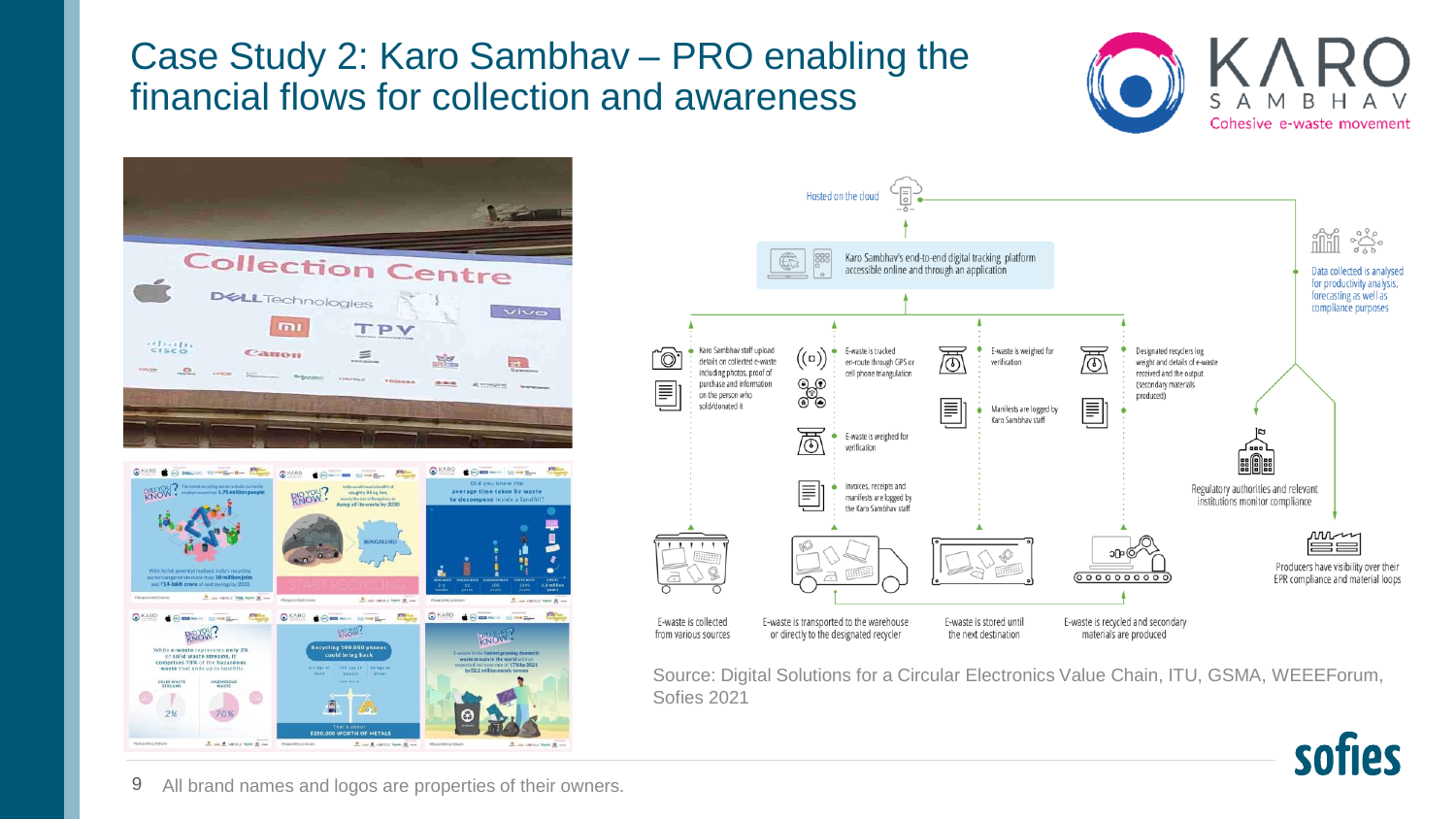# Case Study 2: Karo Sambhav – PRO enabling the financial flows for collection and awareness

Hosted on the cloud

Karo Sambhav's end-to-end digital tracking platform accessible online and through an application

Data collected is analysed for productivity analysis, forecasting as well as compliance purposes

Karo Sambhav staff upload details on collected e-waste including photos, proof of purchase and information on the person who sold/donated it

E-waste is tracked en-route through GPS or cell phone triangulation

E-waste is weighed for verification

Invoices, receipts and manifests are logged by the Karo Sambhav staff

E-waste is weighed for verification

Manifests are logged by Karo Sambhav staff

Designated recyclers log weight and details of e-waste received and the output (secondary materials produced)

Regulatory authorities and relevant institutions monitor compliance

Producers have visibility over their EPR compliance and material loops

E-waste is collected from various sources

E-waste is transported to the warehouse or directly to the designated recycler

E-waste is stored until the next destination

E-waste is recycled and secondary materials are produced

Source: Digital Solutions for a Circular Electronics Value Chain, ITU, GSMA, WEEEForum, Sofies 2021

All brand names and logos are properties of their owners.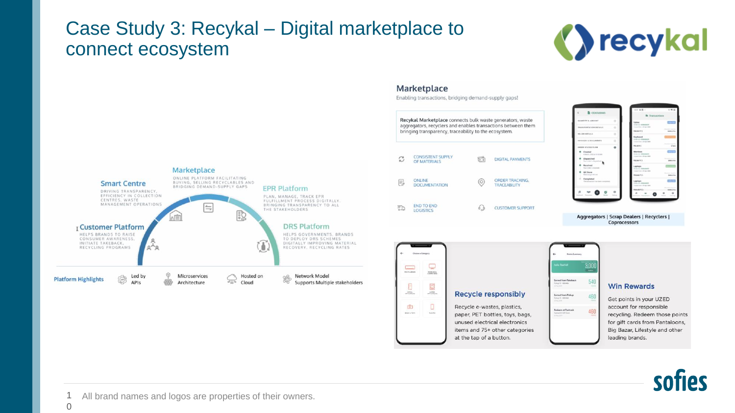# Case Study 3: Recykal – Digital marketplace to connect ecosystem

## Smart Centre
DRIVING TRANSPARENCY, EFFICIENCY IN COLLECTION CENTRES, WASTE MANAGEMENT OPERATIONS

## Marketplace
ONLINE PLATFORM FACILITATING BUYING, SELLING RECYCLABLES AND BRIDGING DEMAND-SUPPLY GAPS

## EPR Platform
PLAN, MANAGE, TRACK EPR FULFILLMENT PROCESS DIGITALLY, BRINGING TRANSPARENCY TO ALL THE STAKEHOLDERS

## Customer Platform
HELPS BRANDS TO RAISE CONSUMER AWARENESS, INITIATE TAKEBACK, RECYCLING PROGRAMS

## DRS Platform
HELPS GOVERNMENTS, BRANDS TO DEPLOY DRS SCHEMES DIGITALLY IMPROVING MATERIAL RECOVERY, RECYCLING RATES

**Platform Highlights**
- Led by APIs
- Microservices Architecture
- Hosted on Cloud
- Network Model Supports Multiple stakeholders

## Marketplace
Enabling transactions, bridging demand-supply gaps!

**Recykal Marketplace** connects bulk waste generators, waste aggregators, recyclers and enables transactions between them bringing transparency, traceability to the ecosystem.

- CONSISTENT SUPPLY OF MATERIALS
- DIGITAL PAYMENTS
- ONLINE DOCUMENTATION
- ORDER TRACKING, TRACEABILITY
- END TO END LOGISTICS
- CUSTOMER SUPPORT

Aggregators | Scrap Dealers | Recyclers | Coprocessors

### Recycle responsibly
Recycle e-wastes, plastics, paper, PET bottles, toys, bags, unused electrical electronics items and 75+ other categories at the tap of a button.

### Win Rewards
Get points in your UZED account for responsible recycling. Redeem those points for gift cards from Pantaloons, Big Bazar, Lifestyle and other leading brands.

All brand names and logos are properties of their owners.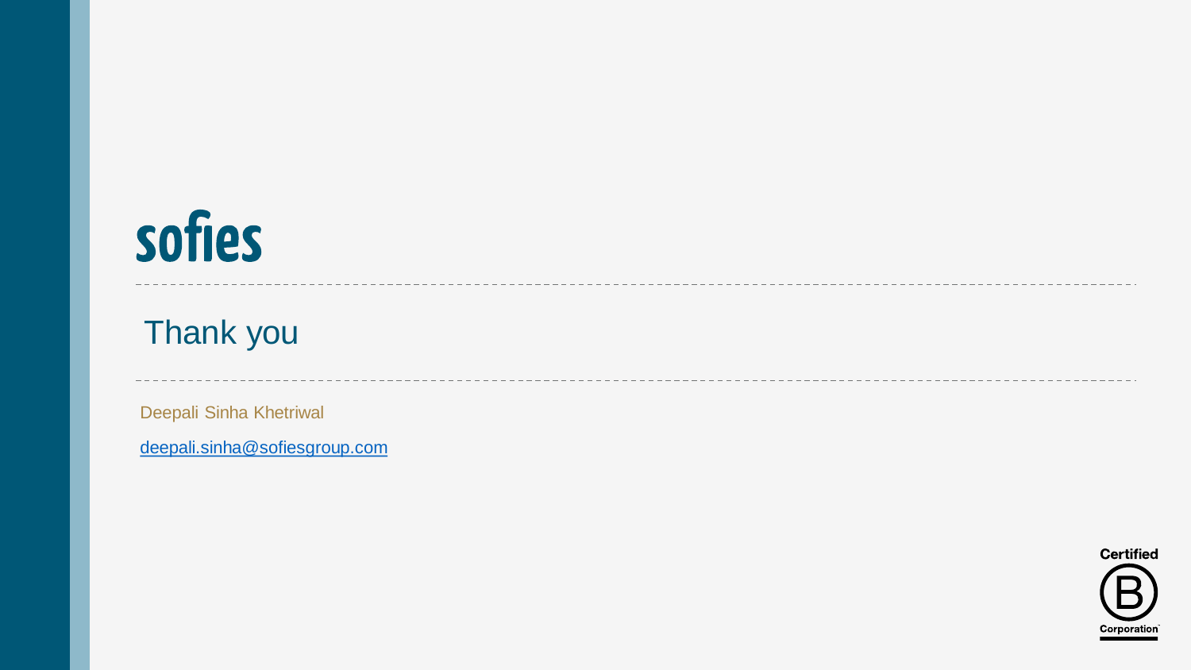sofies

# Thank you

Deepali Sinha Khetriwal

deepali.sinha@sofiesgroup.com

Certified B Corporation